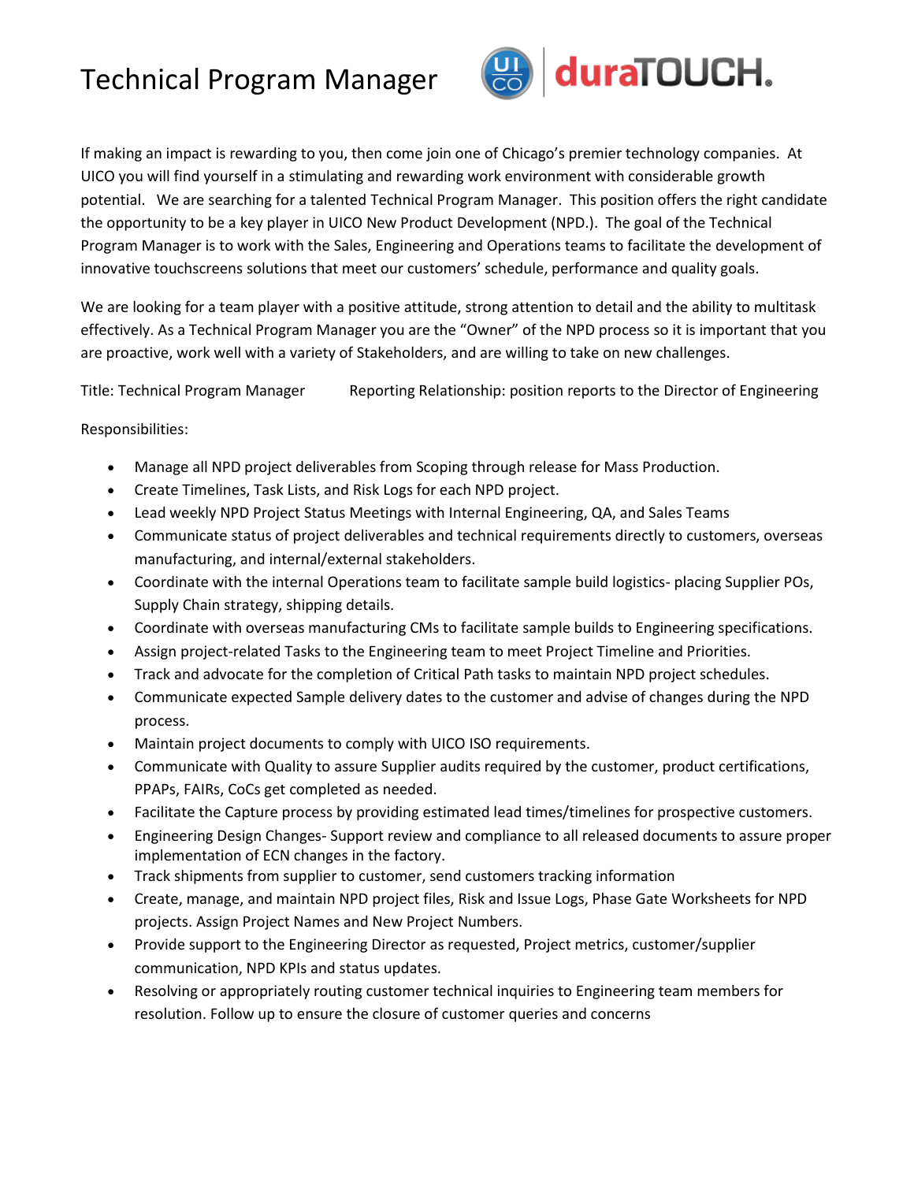# Technical Program Manager

If making an impact is rewarding to you, then come join one of Chicago's premier technology companies. At UICO you will find yourself in a stimulating and rewarding work environment with considerable growth potential. We are searching for a talented Technical Program Manager. This position offers the right candidate the opportunity to be a key player in UICO New Product Development (NPD.). The goal of the Technical Program Manager is to work with the Sales, Engineering and Operations teams to facilitate the development of innovative touchscreens solutions that meet our customers' schedule, performance and quality goals.

We are looking for a team player with a positive attitude, strong attention to detail and the ability to multitask effectively. As a Technical Program Manager you are the "Owner" of the NPD process so it is important that you are proactive, work well with a variety of Stakeholders, and are willing to take on new challenges.

Title: Technical Program Manager    Reporting Relationship: position reports to the Director of Engineering

Responsibilities:

- Manage all NPD project deliverables from Scoping through release for Mass Production.
- Create Timelines, Task Lists, and Risk Logs for each NPD project.
- Lead weekly NPD Project Status Meetings with Internal Engineering, QA, and Sales Teams
- Communicate status of project deliverables and technical requirements directly to customers, overseas manufacturing, and internal/external stakeholders.
- Coordinate with the internal Operations team to facilitate sample build logistics- placing Supplier POs, Supply Chain strategy, shipping details.
- Coordinate with overseas manufacturing CMs to facilitate sample builds to Engineering specifications.
- Assign project-related Tasks to the Engineering team to meet Project Timeline and Priorities.
- Track and advocate for the completion of Critical Path tasks to maintain NPD project schedules.
- Communicate expected Sample delivery dates to the customer and advise of changes during the NPD process.
- Maintain project documents to comply with UICO ISO requirements.
- Communicate with Quality to assure Supplier audits required by the customer, product certifications, PPAPs, FAIRs, CoCs get completed as needed.
- Facilitate the Capture process by providing estimated lead times/timelines for prospective customers.
- Engineering Design Changes- Support review and compliance to all released documents to assure proper implementation of ECN changes in the factory.
- Track shipments from supplier to customer, send customers tracking information
- Create, manage, and maintain NPD project files, Risk and Issue Logs, Phase Gate Worksheets for NPD projects. Assign Project Names and New Project Numbers.
- Provide support to the Engineering Director as requested, Project metrics, customer/supplier communication, NPD KPIs and status updates.
- Resolving or appropriately routing customer technical inquiries to Engineering team members for resolution. Follow up to ensure the closure of customer queries and concerns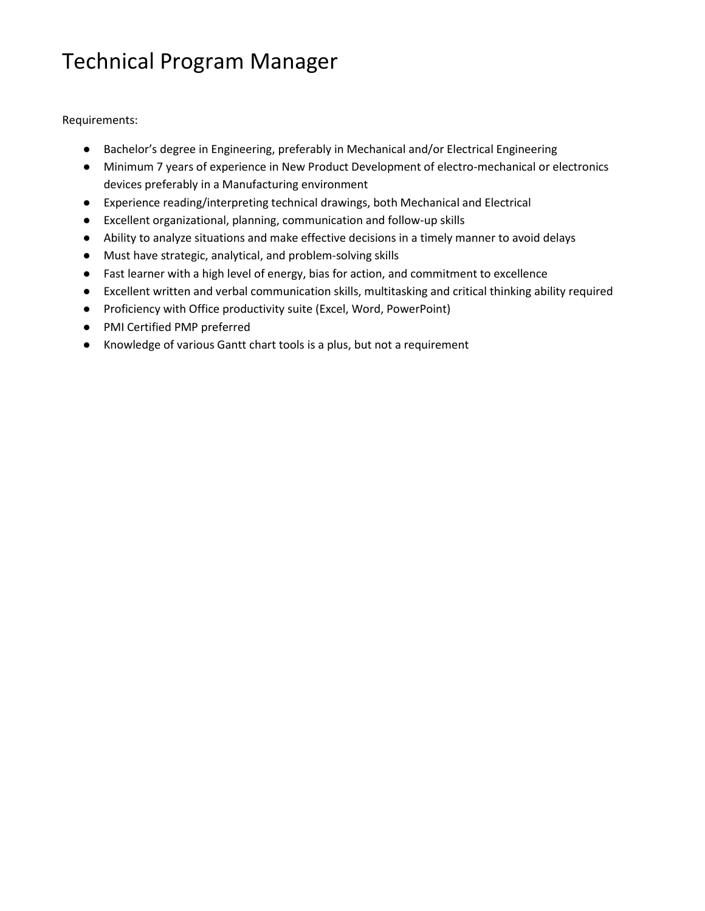# Technical Program Manager

Requirements:

- Bachelor’s degree in Engineering, preferably in Mechanical and/or Electrical Engineering
- Minimum 7 years of experience in New Product Development of electro-mechanical or electronics devices preferably in a Manufacturing environment
- Experience reading/interpreting technical drawings, both Mechanical and Electrical
- Excellent organizational, planning, communication and follow-up skills
- Ability to analyze situations and make effective decisions in a timely manner to avoid delays
- Must have strategic, analytical, and problem-solving skills
- Fast learner with a high level of energy, bias for action, and commitment to excellence
- Excellent written and verbal communication skills, multitasking and critical thinking ability required
- Proficiency with Office productivity suite (Excel, Word, PowerPoint)
- PMI Certified PMP preferred
- Knowledge of various Gantt chart tools is a plus, but not a requirement